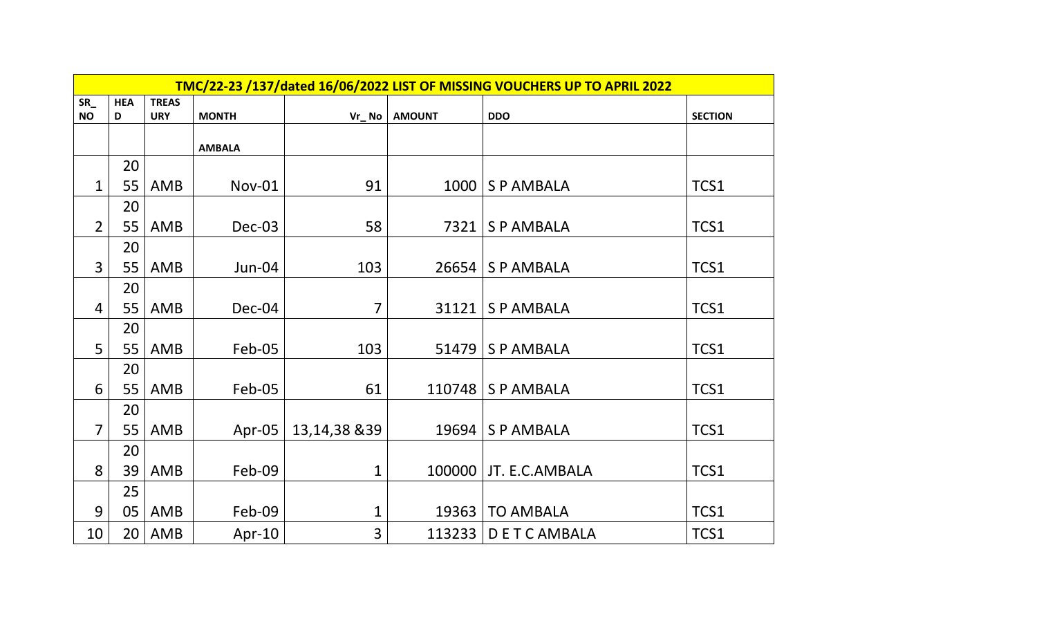| TMC/22-23 /137/dated 16/06/2022 LIST OF MISSING VOUCHERS UP TO APRIL 2022 | | | | | | | |
|---|---|---|---|---|---|---|---|
| SR_NO | HEAD | TREASURY | MONTH | Vr_No | AMOUNT | DDO | SECTION |
| | | | AMBALA | | | | |
| 1 | 2055 | AMB | Nov-01 | 91 | 1000 | S P AMBALA | TCS1 |
| 2 | 2055 | AMB | Dec-03 | 58 | 7321 | S P AMBALA | TCS1 |
| 3 | 2055 | AMB | Jun-04 | 103 | 26654 | S P AMBALA | TCS1 |
| 4 | 2055 | AMB | Dec-04 | 7 | 31121 | S P AMBALA | TCS1 |
| 5 | 2055 | AMB | Feb-05 | 103 | 51479 | S P AMBALA | TCS1 |
| 6 | 2055 | AMB | Feb-05 | 61 | 110748 | S P AMBALA | TCS1 |
| 7 | 2055 | AMB | Apr-05 | 13,14,38 &39 | 19694 | S P AMBALA | TCS1 |
| 8 | 2039 | AMB | Feb-09 | 1 | 100000 | JT. E.C.AMBALA | TCS1 |
| 9 | 2505 | AMB | Feb-09 | 1 | 19363 | TO AMBALA | TCS1 |
| 10 | 20 | AMB | Apr-10 | 3 | 113233 | D E T C AMBALA | TCS1 |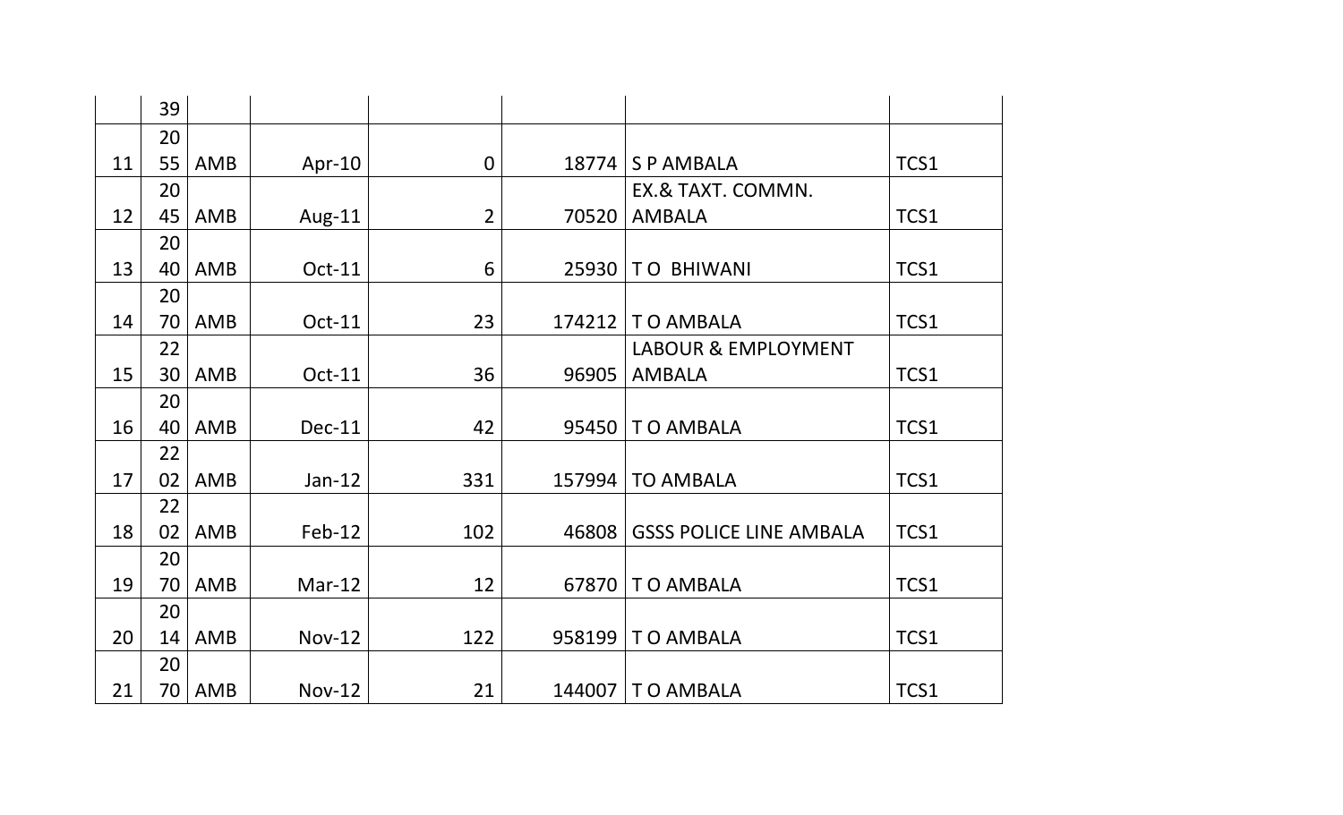| | | | | | | | |
|---|---|---|---|---|---|---|---|
| | 39 | | | | | | |
| 11 | 2055 | AMB | Apr-10 | 0 | 18774 | S P AMBALA | TCS1 |
| 12 | 2045 | AMB | Aug-11 | 2 | 70520 | EX.& TAXT. COMMN. AMBALA | TCS1 |
| 13 | 2040 | AMB | Oct-11 | 6 | 25930 | T O BHIWANI | TCS1 |
| 14 | 2070 | AMB | Oct-11 | 23 | 174212 | T O AMBALA | TCS1 |
| 15 | 2230 | AMB | Oct-11 | 36 | 96905 | LABOUR & EMPLOYMENT AMBALA | TCS1 |
| 16 | 2040 | AMB | Dec-11 | 42 | 95450 | T O AMBALA | TCS1 |
| 17 | 2202 | AMB | Jan-12 | 331 | 157994 | TO AMBALA | TCS1 |
| 18 | 2202 | AMB | Feb-12 | 102 | 46808 | GSSS POLICE LINE AMBALA | TCS1 |
| 19 | 2070 | AMB | Mar-12 | 12 | 67870 | T O AMBALA | TCS1 |
| 20 | 2014 | AMB | Nov-12 | 122 | 958199 | T O AMBALA | TCS1 |
| 21 | 2070 | AMB | Nov-12 | 21 | 144007 | T O AMBALA | TCS1 |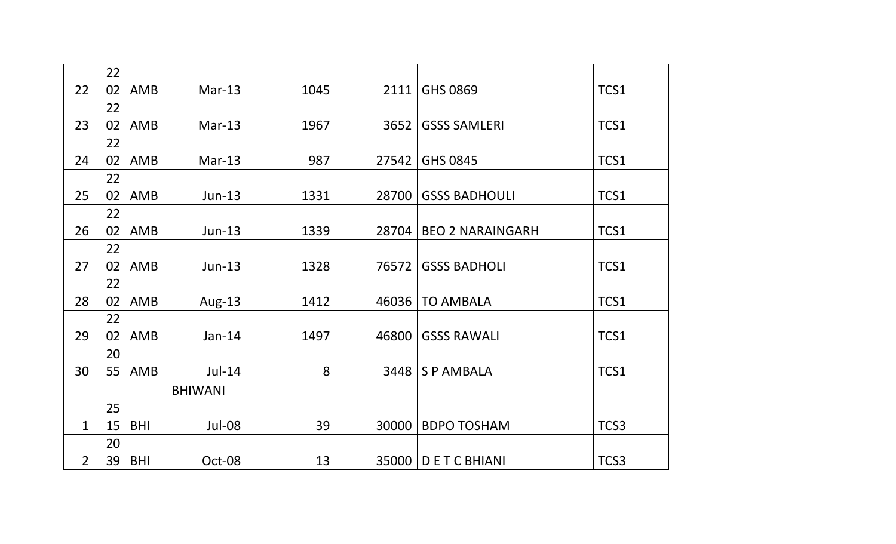| | | | | | | | |
|---|---|---|---|---|---|---|---|
| 22 | 2202 | AMB | Mar-13 | 1045 | 2111 | GHS 0869 | TCS1 |
| 23 | 2202 | AMB | Mar-13 | 1967 | 3652 | GSSS SAMLERI | TCS1 |
| 24 | 2202 | AMB | Mar-13 | 987 | 27542 | GHS 0845 | TCS1 |
| 25 | 2202 | AMB | Jun-13 | 1331 | 28700 | GSSS BADHOULI | TCS1 |
| 26 | 2202 | AMB | Jun-13 | 1339 | 28704 | BEO 2 NARAINGARH | TCS1 |
| 27 | 2202 | AMB | Jun-13 | 1328 | 76572 | GSSS BADHOLI | TCS1 |
| 28 | 2202 | AMB | Aug-13 | 1412 | 46036 | TO AMBALA | TCS1 |
| 29 | 2202 | AMB | Jan-14 | 1497 | 46800 | GSSS RAWALI | TCS1 |
| 30 | 2055 | AMB | Jul-14 | 8 | 3448 | S P AMBALA | TCS1 |
| | | | BHIWANI | | | | |
| 1 | 2515 | BHI | Jul-08 | 39 | 30000 | BDPO TOSHAM | TCS3 |
| 2 | 2039 | BHI | Oct-08 | 13 | 35000 | D E T C BHIANI | TCS3 |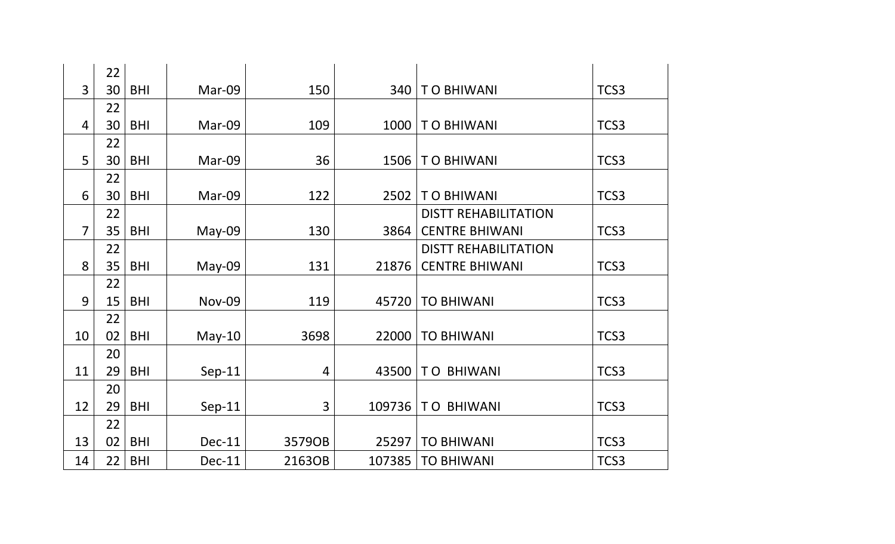| | | | | | | | |
|---|---|---|---|---|---|---|---|
| 3 | 2230 | BHI | Mar-09 | 150 | 340 | T O BHIWANI | TCS3 |
| 4 | 2230 | BHI | Mar-09 | 109 | 1000 | T O BHIWANI | TCS3 |
| 5 | 2230 | BHI | Mar-09 | 36 | 1506 | T O BHIWANI | TCS3 |
| 6 | 2230 | BHI | Mar-09 | 122 | 2502 | T O BHIWANI | TCS3 |
| 7 | 2235 | BHI | May-09 | 130 | 3864 | DISTT REHABILITATION CENTRE BHIWANI | TCS3 |
| 8 | 2235 | BHI | May-09 | 131 | 21876 | DISTT REHABILITATION CENTRE BHIWANI | TCS3 |
| 9 | 2215 | BHI | Nov-09 | 119 | 45720 | TO BHIWANI | TCS3 |
| 10 | 2202 | BHI | May-10 | 3698 | 22000 | TO BHIWANI | TCS3 |
| 11 | 2029 | BHI | Sep-11 | 4 | 43500 | T O BHIWANI | TCS3 |
| 12 | 2029 | BHI | Sep-11 | 3 | 109736 | T O BHIWANI | TCS3 |
| 13 | 2202 | BHI | Dec-11 | 3579OB | 25297 | TO BHIWANI | TCS3 |
| 14 | 22 | BHI | Dec-11 | 2163OB | 107385 | TO BHIWANI | TCS3 |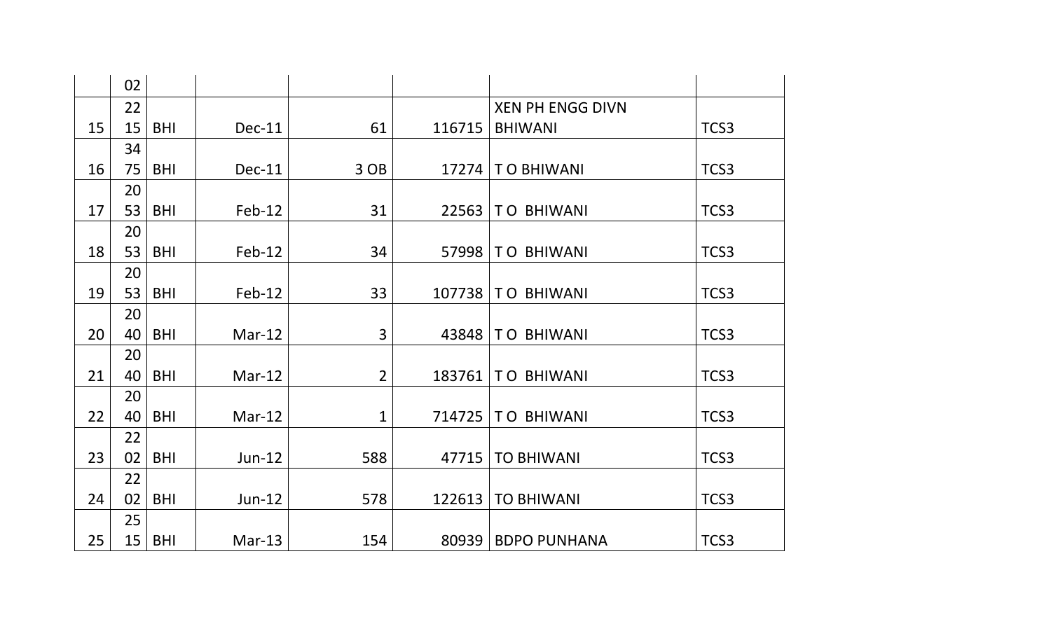| | 02 | | | | | | |
|---|---|---|---|---|---|---|---|
| 15 | 2215 | BHI | Dec-11 | 61 | 116715 | XEN PH ENGG DIVN BHIWANI | TCS3 |
| 16 | 3475 | BHI | Dec-11 | 3 OB | 17274 | T O BHIWANI | TCS3 |
| 17 | 2053 | BHI | Feb-12 | 31 | 22563 | T O BHIWANI | TCS3 |
| 18 | 2053 | BHI | Feb-12 | 34 | 57998 | T O BHIWANI | TCS3 |
| 19 | 2053 | BHI | Feb-12 | 33 | 107738 | T O BHIWANI | TCS3 |
| 20 | 2040 | BHI | Mar-12 | 3 | 43848 | T O BHIWANI | TCS3 |
| 21 | 2040 | BHI | Mar-12 | 2 | 183761 | T O BHIWANI | TCS3 |
| 22 | 2040 | BHI | Mar-12 | 1 | 714725 | T O BHIWANI | TCS3 |
| 23 | 2202 | BHI | Jun-12 | 588 | 47715 | TO BHIWANI | TCS3 |
| 24 | 2202 | BHI | Jun-12 | 578 | 122613 | TO BHIWANI | TCS3 |
| 25 | 2515 | BHI | Mar-13 | 154 | 80939 | BDPO PUNHANA | TCS3 |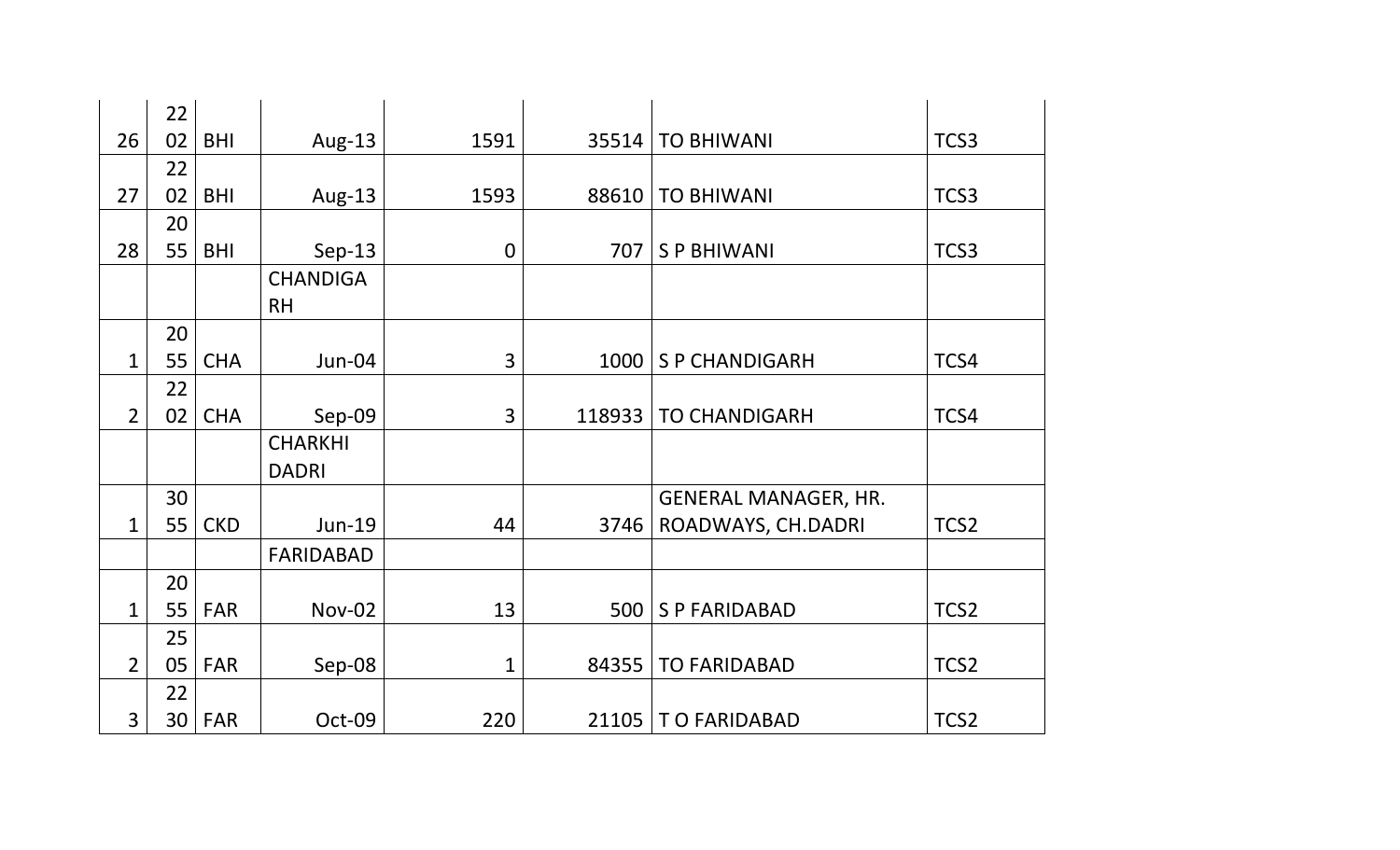|  |  |  |  |  |  |  |  |
|---|---|---|---|---|---|---|---|
| 26 | 2202 | BHI | Aug-13 | 1591 | 35514 | TO BHIWANI | TCS3 |
| 27 | 2202 | BHI | Aug-13 | 1593 | 88610 | TO BHIWANI | TCS3 |
| 28 | 2055 | BHI | Sep-13 | 0 | 707 | S P BHIWANI | TCS3 |
|  |  |  | CHANDIGARH |  |  |  |  |
| 1 | 2055 | CHA | Jun-04 | 3 | 1000 | S P CHANDIGARH | TCS4 |
| 2 | 2202 | CHA | Sep-09 | 3 | 118933 | TO CHANDIGARH | TCS4 |
|  |  |  | CHARKHI DADRI |  |  |  |  |
| 1 | 3055 | CKD | Jun-19 | 44 | 3746 | GENERAL MANAGER, HR. ROADWAYS, CH.DADRI | TCS2 |
|  |  |  | FARIDABAD |  |  |  |  |
| 1 | 2055 | FAR | Nov-02 | 13 | 500 | S P FARIDABAD | TCS2 |
| 2 | 2505 | FAR | Sep-08 | 1 | 84355 | TO FARIDABAD | TCS2 |
| 3 | 2230 | FAR | Oct-09 | 220 | 21105 | T O FARIDABAD | TCS2 |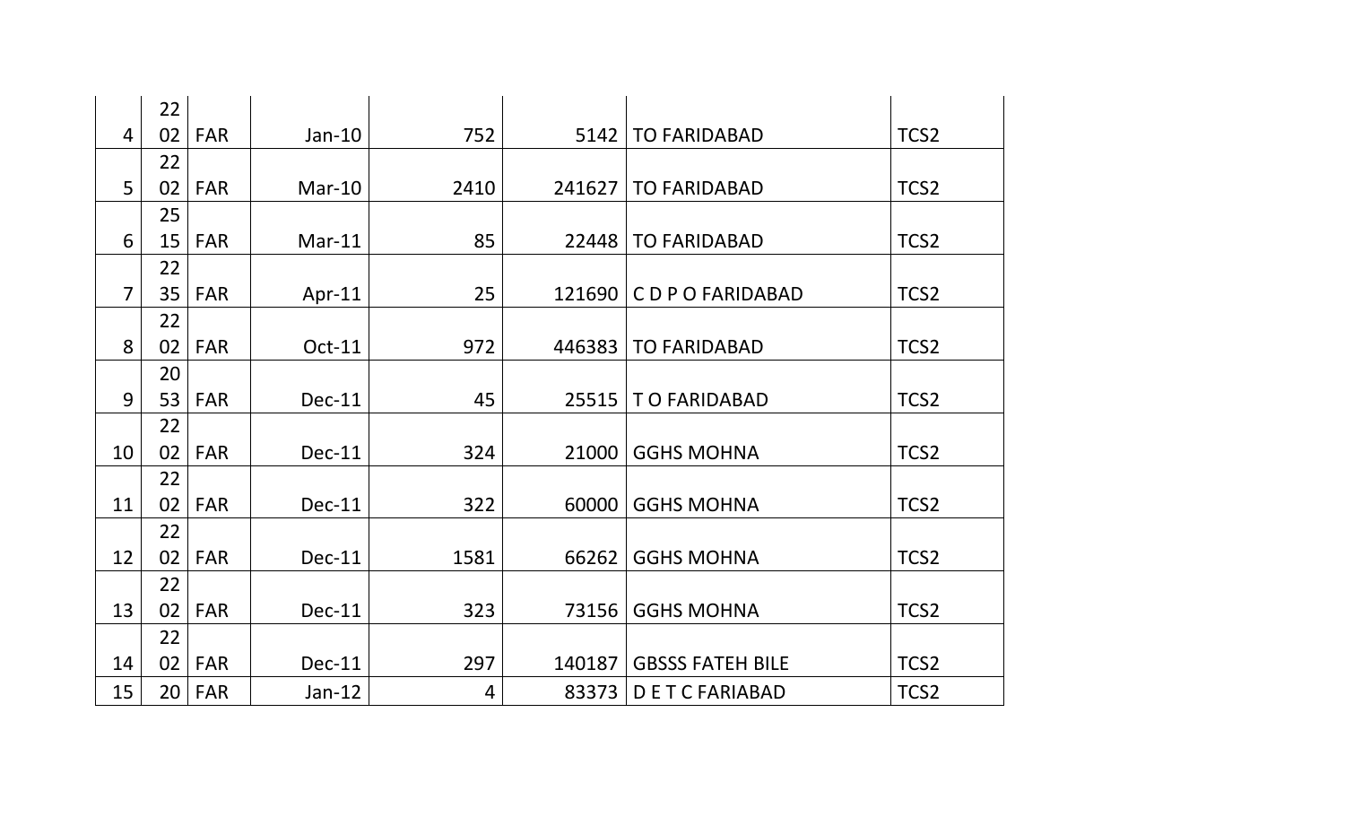| | | | | | | | |
|---|---|---|---|---|---|---|---|
| 4 | 2202 | FAR | Jan-10 | 752 | 5142 | TO FARIDABAD | TCS2 |
| 5 | 2202 | FAR | Mar-10 | 2410 | 241627 | TO FARIDABAD | TCS2 |
| 6 | 2515 | FAR | Mar-11 | 85 | 22448 | TO FARIDABAD | TCS2 |
| 7 | 2235 | FAR | Apr-11 | 25 | 121690 | C D P O FARIDABAD | TCS2 |
| 8 | 2202 | FAR | Oct-11 | 972 | 446383 | TO FARIDABAD | TCS2 |
| 9 | 2053 | FAR | Dec-11 | 45 | 25515 | T O FARIDABAD | TCS2 |
| 10 | 2202 | FAR | Dec-11 | 324 | 21000 | GGHS MOHNA | TCS2 |
| 11 | 2202 | FAR | Dec-11 | 322 | 60000 | GGHS MOHNA | TCS2 |
| 12 | 2202 | FAR | Dec-11 | 1581 | 66262 | GGHS MOHNA | TCS2 |
| 13 | 2202 | FAR | Dec-11 | 323 | 73156 | GGHS MOHNA | TCS2 |
| 14 | 2202 | FAR | Dec-11 | 297 | 140187 | GBSSS FATEH BILE | TCS2 |
| 15 | 20 | FAR | Jan-12 | 4 | 83373 | D E T C FARIABAD | TCS2 |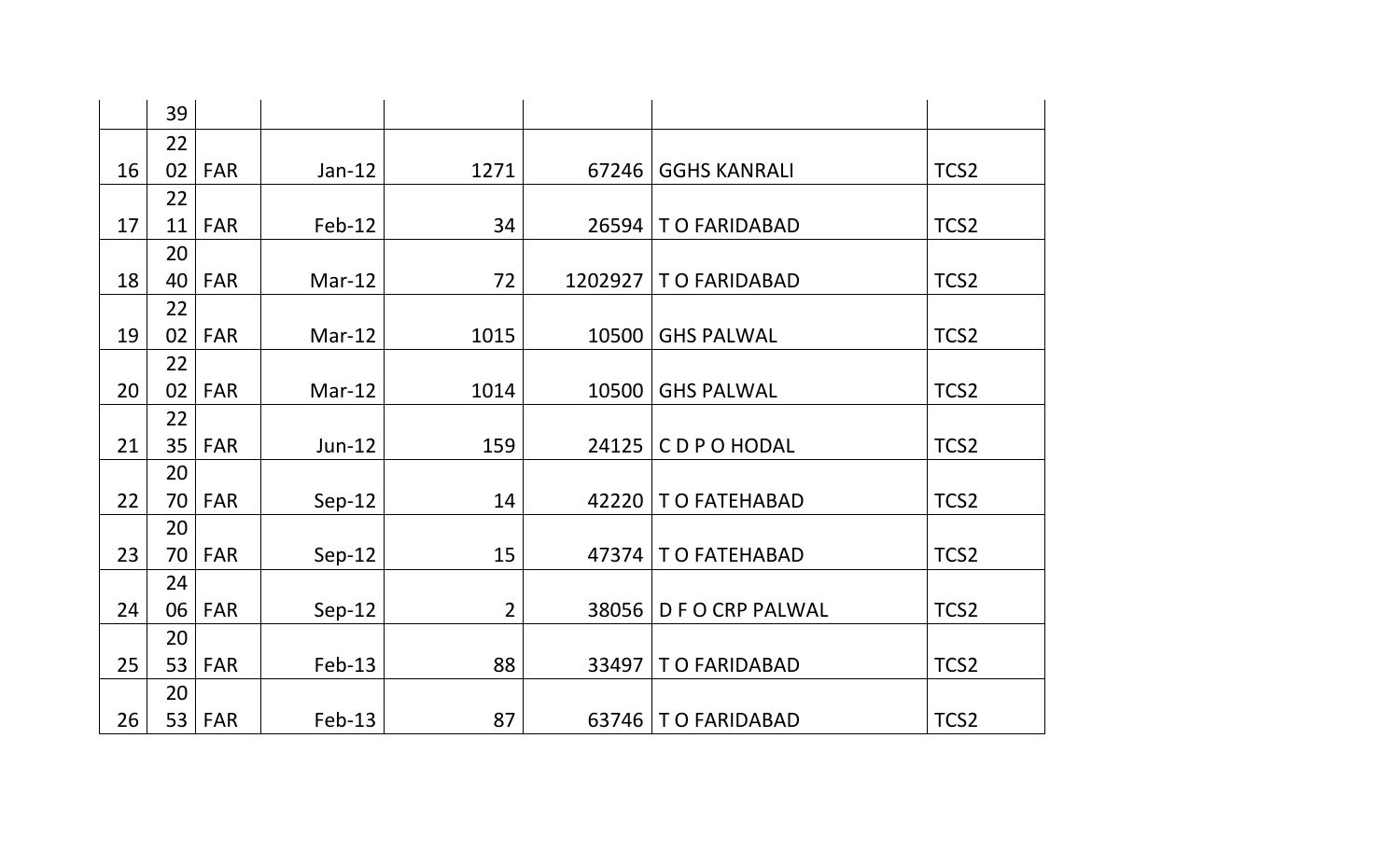| | | | | | | | |
|---|---|---|---|---|---|---|---|
| | 39 | | | | | | |
| 16 | 2202 | FAR | Jan-12 | 1271 | 67246 | GGHS KANRALI | TCS2 |
| 17 | 2211 | FAR | Feb-12 | 34 | 26594 | T O FARIDABAD | TCS2 |
| 18 | 2040 | FAR | Mar-12 | 72 | 1202927 | T O FARIDABAD | TCS2 |
| 19 | 2202 | FAR | Mar-12 | 1015 | 10500 | GHS PALWAL | TCS2 |
| 20 | 2202 | FAR | Mar-12 | 1014 | 10500 | GHS PALWAL | TCS2 |
| 21 | 2235 | FAR | Jun-12 | 159 | 24125 | C D P O HODAL | TCS2 |
| 22 | 2070 | FAR | Sep-12 | 14 | 42220 | T O FATEHABAD | TCS2 |
| 23 | 2070 | FAR | Sep-12 | 15 | 47374 | T O FATEHABAD | TCS2 |
| 24 | 2406 | FAR | Sep-12 | 2 | 38056 | D F O CRP PALWAL | TCS2 |
| 25 | 2053 | FAR | Feb-13 | 88 | 33497 | T O FARIDABAD | TCS2 |
| 26 | 2053 | FAR | Feb-13 | 87 | 63746 | T O FARIDABAD | TCS2 |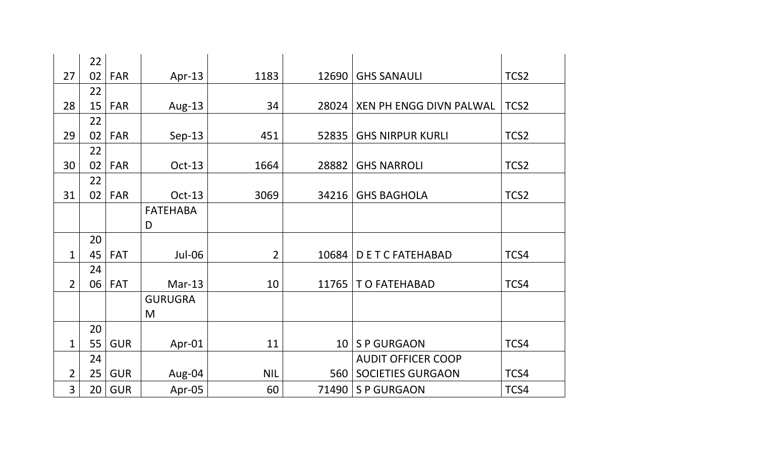| | | | | | | | |
|---|---|---|---|---|---|---|---|
| 27 | 2202 | FAR | Apr-13 | 1183 | 12690 | GHS SANAULI | TCS2 |
| 28 | 2215 | FAR | Aug-13 | 34 | 28024 | XEN PH ENGG DIVN PALWAL | TCS2 |
| 29 | 2202 | FAR | Sep-13 | 451 | 52835 | GHS NIRPUR KURLI | TCS2 |
| 30 | 2202 | FAR | Oct-13 | 1664 | 28882 | GHS NARROLI | TCS2 |
| 31 | 2202 | FAR | Oct-13 | 3069 | 34216 | GHS BAGHOLA | TCS2 |
| | | | FATEHABAD | | | | |
| 1 | 2045 | FAT | Jul-06 | 2 | 10684 | D E T C FATEHABAD | TCS4 |
| 2 | 2406 | FAT | Mar-13 | 10 | 11765 | T O FATEHABAD | TCS4 |
| | | | GURUGRAM | | | | |
| 1 | 2055 | GUR | Apr-01 | 11 | 10 | S P GURGAON | TCS4 |
| 2 | 2425 | GUR | Aug-04 | NIL | 560 | AUDIT OFFICER COOP SOCIETIES GURGAON | TCS4 |
| 3 | 20 | GUR | Apr-05 | 60 | 71490 | S P GURGAON | TCS4 |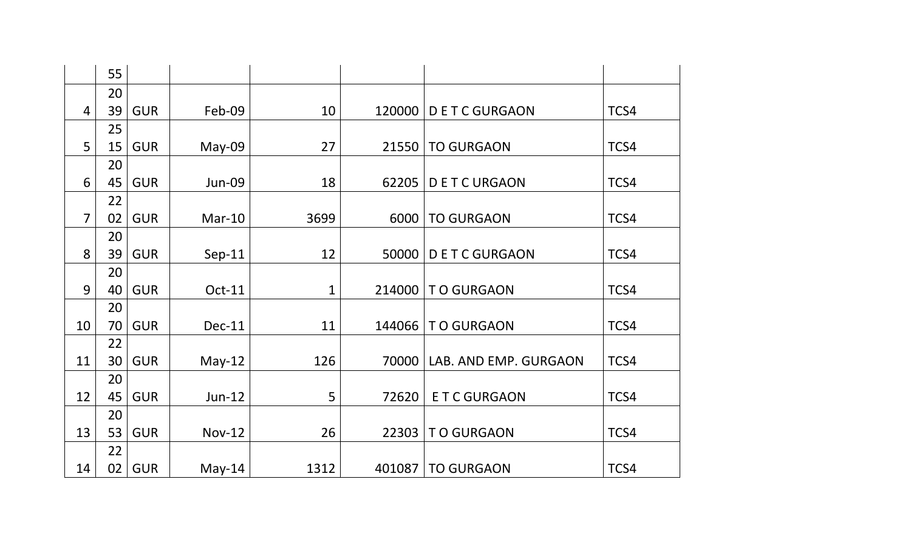| | | | | | | | |
|---|---|---|---|---|---|---|---|
| | 55 | | | | | | |
| 4 | 2039 | GUR | Feb-09 | 10 | 120000 | D E T C GURGAON | TCS4 |
| 5 | 2515 | GUR | May-09 | 27 | 21550 | TO GURGAON | TCS4 |
| 6 | 2045 | GUR | Jun-09 | 18 | 62205 | D E T C URGAON | TCS4 |
| 7 | 2202 | GUR | Mar-10 | 3699 | 6000 | TO GURGAON | TCS4 |
| 8 | 2039 | GUR | Sep-11 | 12 | 50000 | D E T C GURGAON | TCS4 |
| 9 | 2040 | GUR | Oct-11 | 1 | 214000 | T O GURGAON | TCS4 |
| 10 | 2070 | GUR | Dec-11 | 11 | 144066 | T O GURGAON | TCS4 |
| 11 | 2230 | GUR | May-12 | 126 | 70000 | LAB. AND EMP. GURGAON | TCS4 |
| 12 | 2045 | GUR | Jun-12 | 5 | 72620 | E T C GURGAON | TCS4 |
| 13 | 2053 | GUR | Nov-12 | 26 | 22303 | T O GURGAON | TCS4 |
| 14 | 2202 | GUR | May-14 | 1312 | 401087 | TO GURGAON | TCS4 |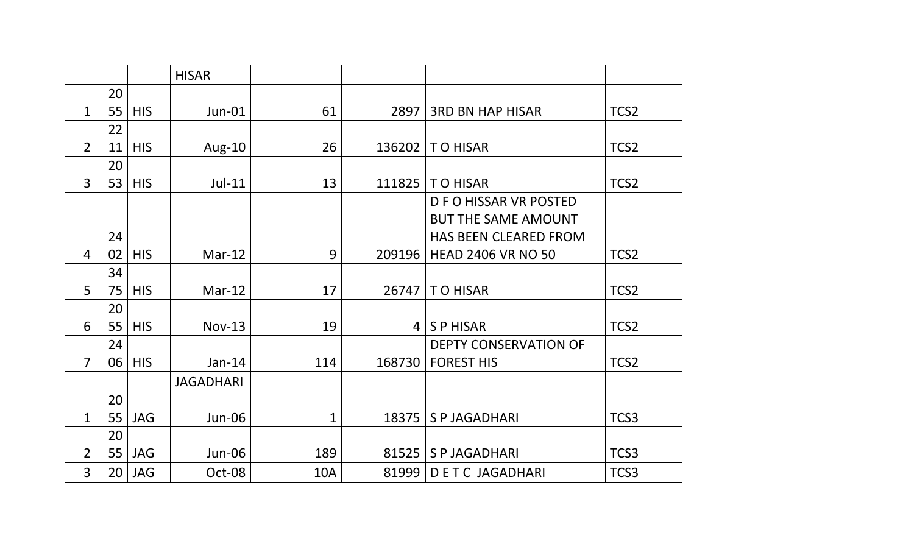| | | | HISAR | | | | |
|---|---|---|---|---|---|---|---|
| 1 | 2055 | HIS | Jun-01 | 61 | 2897 | 3RD BN HAP HISAR | TCS2 |
| 2 | 2211 | HIS | Aug-10 | 26 | 136202 | T O HISAR | TCS2 |
| 3 | 2053 | HIS | Jul-11 | 13 | 111825 | T O HISAR | TCS2 |
| 4 | 2402 | HIS | Mar-12 | 9 | 209196 | D F O HISSAR VR POSTED BUT THE SAME AMOUNT HAS BEEN CLEARED FROM HEAD 2406 VR NO 50 | TCS2 |
| 5 | 3475 | HIS | Mar-12 | 17 | 26747 | T O HISAR | TCS2 |
| 6 | 2055 | HIS | Nov-13 | 19 | 4 | S P HISAR | TCS2 |
| 7 | 2406 | HIS | Jan-14 | 114 | 168730 | DEPTY CONSERVATION OF FOREST HIS | TCS2 |
| | | | JAGADHARI | | | | |
| 1 | 2055 | JAG | Jun-06 | 1 | 18375 | S P JAGADHARI | TCS3 |
| 2 | 2055 | JAG | Jun-06 | 189 | 81525 | S P JAGADHARI | TCS3 |
| 3 | 20 | JAG | Oct-08 | 10A | 81999 | D E T C JAGADHARI | TCS3 |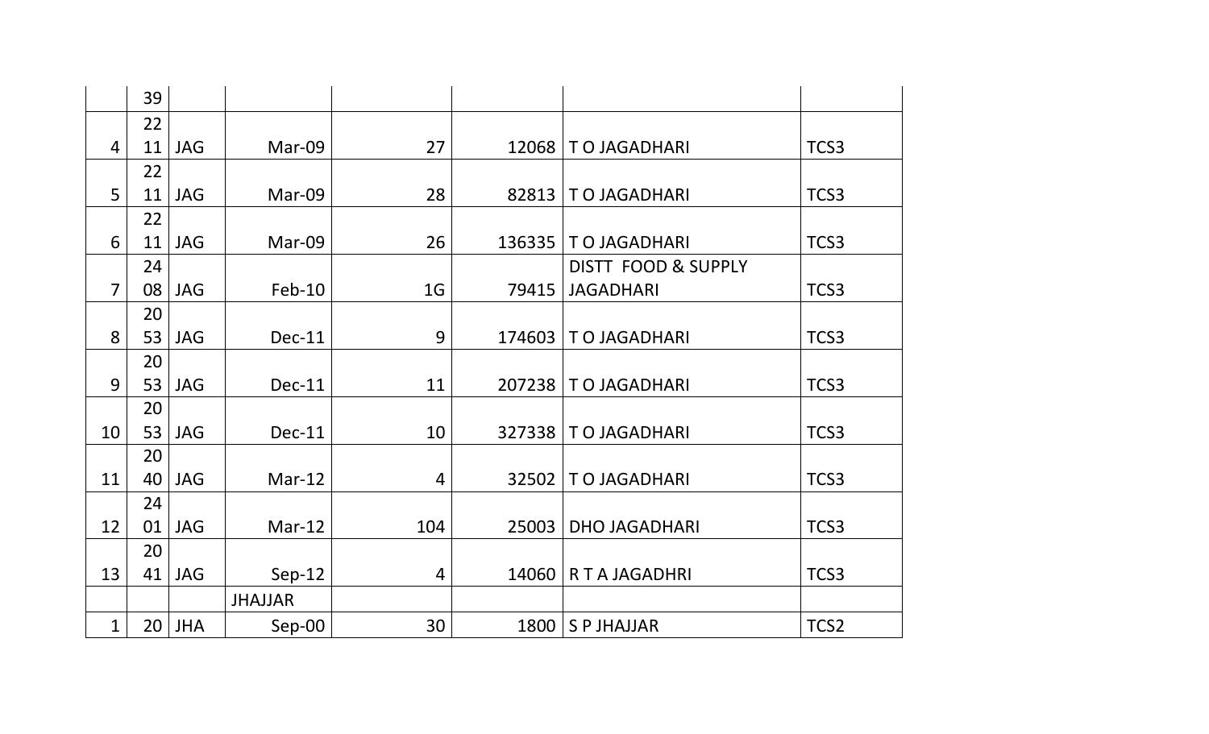| | | | | | | | |
|---|---|---|---|---|---|---|---|
| | 39 | | | | | | |
| 4 | 2211 | JAG | Mar-09 | 27 | 12068 | T O JAGADHARI | TCS3 |
| 5 | 2211 | JAG | Mar-09 | 28 | 82813 | T O JAGADHARI | TCS3 |
| 6 | 2211 | JAG | Mar-09 | 26 | 136335 | T O JAGADHARI | TCS3 |
| 7 | 2408 | JAG | Feb-10 | 1G | 79415 | DISTT FOOD & SUPPLY JAGADHARI | TCS3 |
| 8 | 2053 | JAG | Dec-11 | 9 | 174603 | T O JAGADHARI | TCS3 |
| 9 | 2053 | JAG | Dec-11 | 11 | 207238 | T O JAGADHARI | TCS3 |
| 10 | 2053 | JAG | Dec-11 | 10 | 327338 | T O JAGADHARI | TCS3 |
| 11 | 2040 | JAG | Mar-12 | 4 | 32502 | T O JAGADHARI | TCS3 |
| 12 | 2401 | JAG | Mar-12 | 104 | 25003 | DHO JAGADHARI | TCS3 |
| 13 | 2041 | JAG | Sep-12 | 4 | 14060 | R T A JAGADHRI | TCS3 |
| | | | JHAJJAR | | | | |
| 1 | 20 | JHA | Sep-00 | 30 | 1800 | S P JHAJJAR | TCS2 |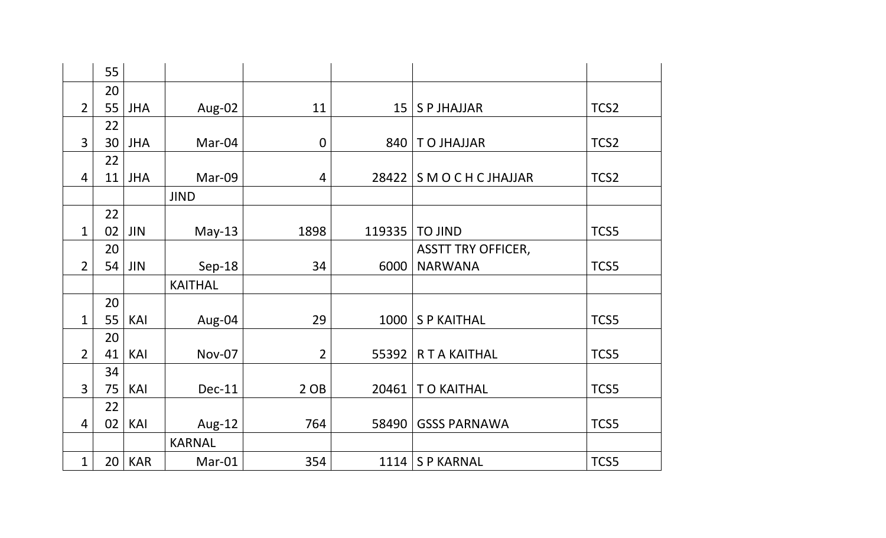|  |  |  |  |  |  |  |  |
|---|---|---|---|---|---|---|---|
|  | 55 |  |  |  |  |  |  |
| 2 | 2055 | JHA | Aug-02 | 11 | 15 | S P JHAJJAR | TCS2 |
| 3 | 2230 | JHA | Mar-04 | 0 | 840 | T O JHAJJAR | TCS2 |
| 4 | 2211 | JHA | Mar-09 | 4 | 28422 | S M O C H C JHAJJAR | TCS2 |
|  |  |  | JIND |  |  |  |  |
| 1 | 2202 | JIN | May-13 | 1898 | 119335 | TO JIND | TCS5 |
| 2 | 2054 | JIN | Sep-18 | 34 | 6000 | ASSTT TRY OFFICER, NARWANA | TCS5 |
|  |  |  | KAITHAL |  |  |  |  |
| 1 | 2055 | KAI | Aug-04 | 29 | 1000 | S P KAITHAL | TCS5 |
| 2 | 2041 | KAI | Nov-07 | 2 | 55392 | R T A KAITHAL | TCS5 |
| 3 | 3475 | KAI | Dec-11 | 2 OB | 20461 | T O KAITHAL | TCS5 |
| 4 | 2202 | KAI | Aug-12 | 764 | 58490 | GSSS PARNAWA | TCS5 |
|  |  |  | KARNAL |  |  |  |  |
| 1 | 20 | KAR | Mar-01 | 354 | 1114 | S P KARNAL | TCS5 |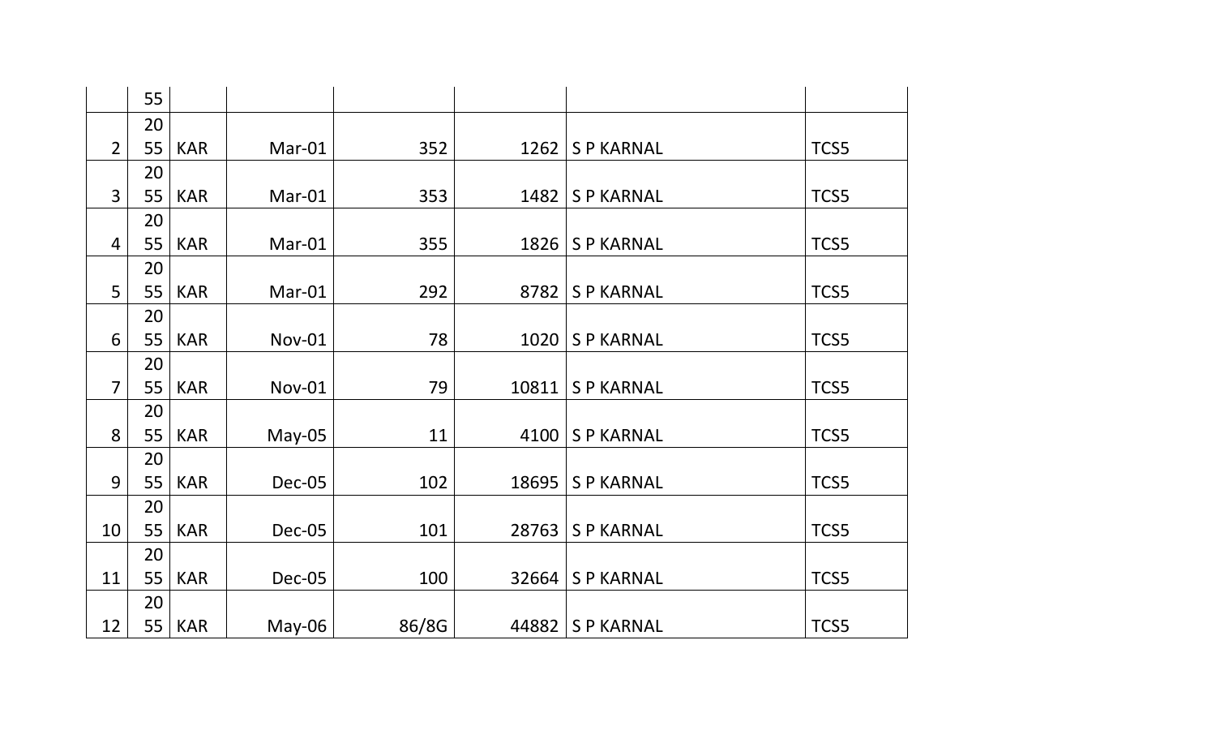| | 55 | | | | | | |
|---|---|---|---|---|---|---|---|
| 2 | 2055 | KAR | Mar-01 | 352 | 1262 | S P KARNAL | TCS5 |
| 3 | 2055 | KAR | Mar-01 | 353 | 1482 | S P KARNAL | TCS5 |
| 4 | 2055 | KAR | Mar-01 | 355 | 1826 | S P KARNAL | TCS5 |
| 5 | 2055 | KAR | Mar-01 | 292 | 8782 | S P KARNAL | TCS5 |
| 6 | 2055 | KAR | Nov-01 | 78 | 1020 | S P KARNAL | TCS5 |
| 7 | 2055 | KAR | Nov-01 | 79 | 10811 | S P KARNAL | TCS5 |
| 8 | 2055 | KAR | May-05 | 11 | 4100 | S P KARNAL | TCS5 |
| 9 | 2055 | KAR | Dec-05 | 102 | 18695 | S P KARNAL | TCS5 |
| 10 | 2055 | KAR | Dec-05 | 101 | 28763 | S P KARNAL | TCS5 |
| 11 | 2055 | KAR | Dec-05 | 100 | 32664 | S P KARNAL | TCS5 |
| 12 | 2055 | KAR | May-06 | 86/8G | 44882 | S P KARNAL | TCS5 |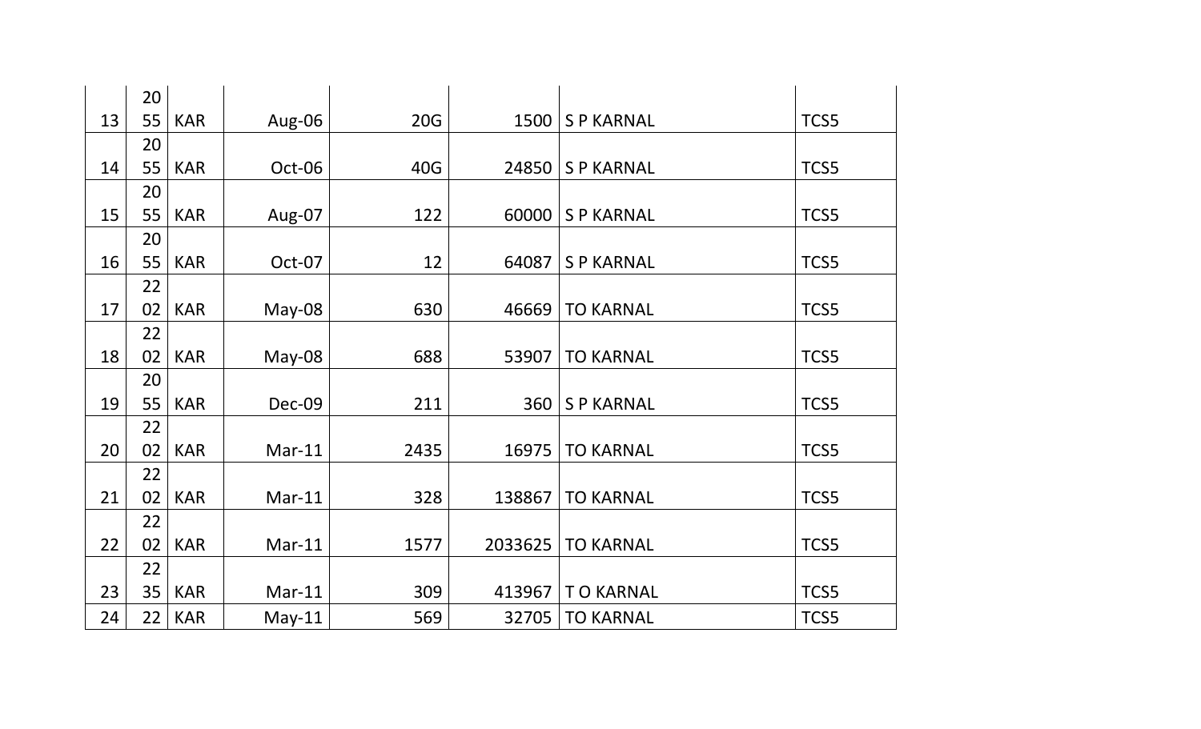| | | | | | | | |
|---|---|---|---|---|---|---|---|
| 13 | 2055 | KAR | Aug-06 | 20G | 1500 | S P KARNAL | TCS5 |
| 14 | 2055 | KAR | Oct-06 | 40G | 24850 | S P KARNAL | TCS5 |
| 15 | 2055 | KAR | Aug-07 | 122 | 60000 | S P KARNAL | TCS5 |
| 16 | 2055 | KAR | Oct-07 | 12 | 64087 | S P KARNAL | TCS5 |
| 17 | 2202 | KAR | May-08 | 630 | 46669 | TO KARNAL | TCS5 |
| 18 | 2202 | KAR | May-08 | 688 | 53907 | TO KARNAL | TCS5 |
| 19 | 2055 | KAR | Dec-09 | 211 | 360 | S P KARNAL | TCS5 |
| 20 | 2202 | KAR | Mar-11 | 2435 | 16975 | TO KARNAL | TCS5 |
| 21 | 2202 | KAR | Mar-11 | 328 | 138867 | TO KARNAL | TCS5 |
| 22 | 2202 | KAR | Mar-11 | 1577 | 2033625 | TO KARNAL | TCS5 |
| 23 | 2235 | KAR | Mar-11 | 309 | 413967 | T O KARNAL | TCS5 |
| 24 | 22 | KAR | May-11 | 569 | 32705 | TO KARNAL | TCS5 |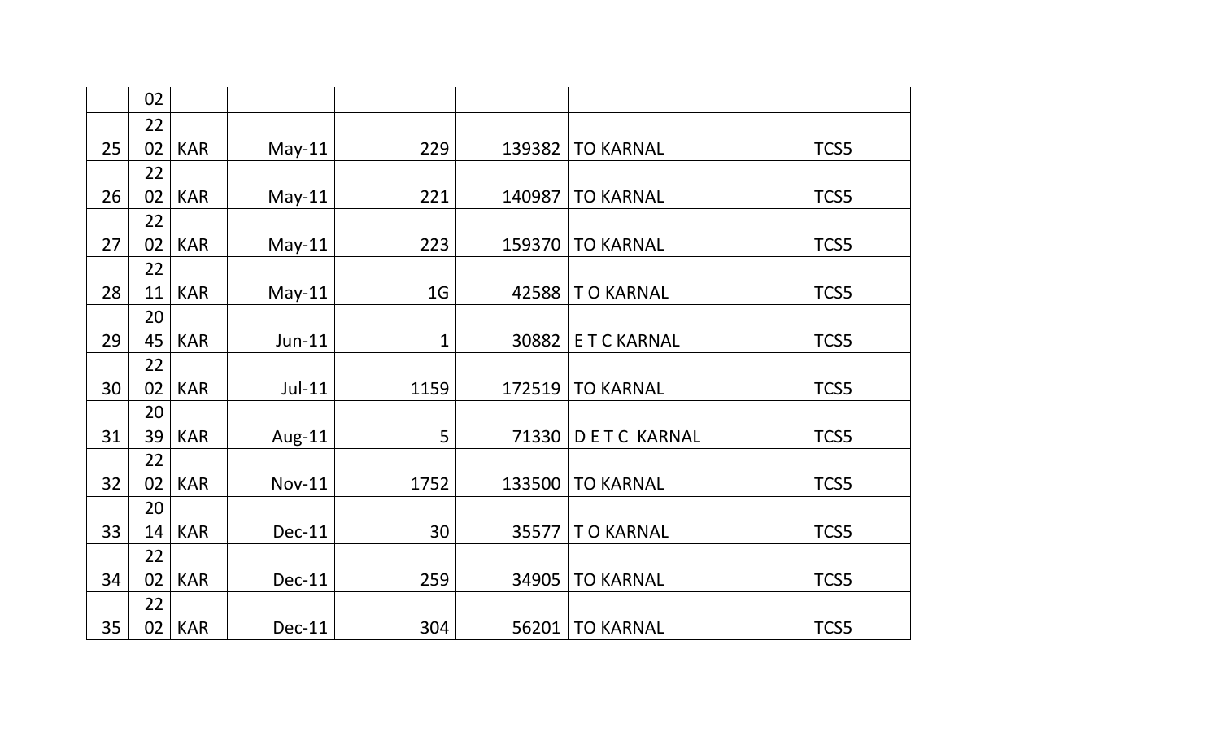| | | | | | | | |
|---|---|---|---|---|---|---|---|
| | 02 | | | | | | |
| 25 | 2202 | KAR | May-11 | 229 | 139382 | TO KARNAL | TCS5 |
| 26 | 2202 | KAR | May-11 | 221 | 140987 | TO KARNAL | TCS5 |
| 27 | 2202 | KAR | May-11 | 223 | 159370 | TO KARNAL | TCS5 |
| 28 | 2211 | KAR | May-11 | 1G | 42588 | T O KARNAL | TCS5 |
| 29 | 2045 | KAR | Jun-11 | 1 | 30882 | E T C KARNAL | TCS5 |
| 30 | 2202 | KAR | Jul-11 | 1159 | 172519 | TO KARNAL | TCS5 |
| 31 | 2039 | KAR | Aug-11 | 5 | 71330 | D E T C KARNAL | TCS5 |
| 32 | 2202 | KAR | Nov-11 | 1752 | 133500 | TO KARNAL | TCS5 |
| 33 | 2014 | KAR | Dec-11 | 30 | 35577 | T O KARNAL | TCS5 |
| 34 | 2202 | KAR | Dec-11 | 259 | 34905 | TO KARNAL | TCS5 |
| 35 | 2202 | KAR | Dec-11 | 304 | 56201 | TO KARNAL | TCS5 |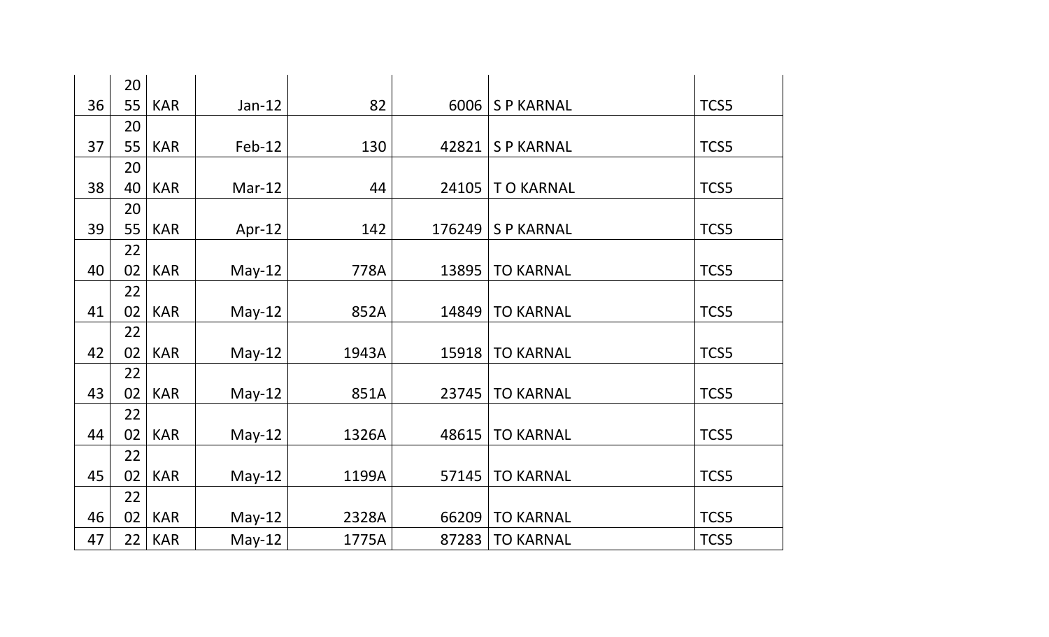| | | | | | | | |
|---|---|---|---|---|---|---|---|
| 36 | 2055 | KAR | Jan-12 | 82 | 6006 | S P KARNAL | TCS5 |
| 37 | 2055 | KAR | Feb-12 | 130 | 42821 | S P KARNAL | TCS5 |
| 38 | 2040 | KAR | Mar-12 | 44 | 24105 | T O KARNAL | TCS5 |
| 39 | 2055 | KAR | Apr-12 | 142 | 176249 | S P KARNAL | TCS5 |
| 40 | 2202 | KAR | May-12 | 778A | 13895 | TO KARNAL | TCS5 |
| 41 | 2202 | KAR | May-12 | 852A | 14849 | TO KARNAL | TCS5 |
| 42 | 2202 | KAR | May-12 | 1943A | 15918 | TO KARNAL | TCS5 |
| 43 | 2202 | KAR | May-12 | 851A | 23745 | TO KARNAL | TCS5 |
| 44 | 2202 | KAR | May-12 | 1326A | 48615 | TO KARNAL | TCS5 |
| 45 | 2202 | KAR | May-12 | 1199A | 57145 | TO KARNAL | TCS5 |
| 46 | 2202 | KAR | May-12 | 2328A | 66209 | TO KARNAL | TCS5 |
| 47 | 22 | KAR | May-12 | 1775A | 87283 | TO KARNAL | TCS5 |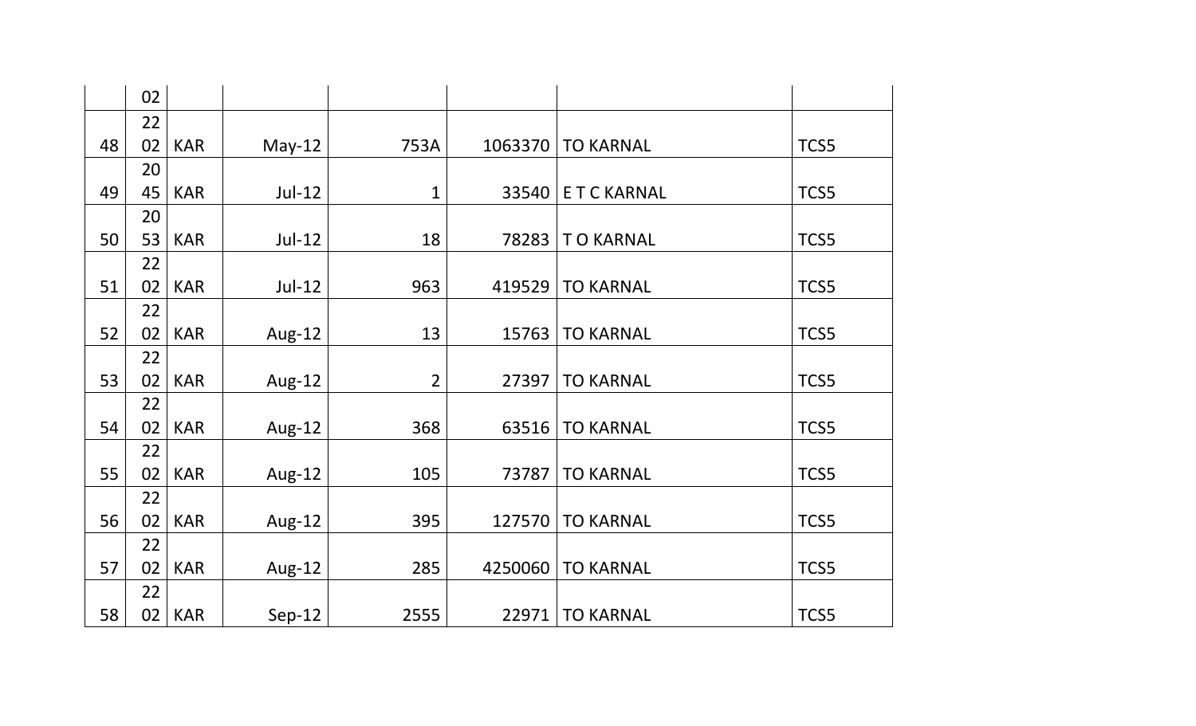| | | | | | | | |
|---|---|---|---|---|---|---|---|
| | 02 | | | | | | |
| 48 | 2202 | KAR | May-12 | 753A | 1063370 | TO KARNAL | TCS5 |
| 49 | 2045 | KAR | Jul-12 | 1 | 33540 | E T C KARNAL | TCS5 |
| 50 | 2053 | KAR | Jul-12 | 18 | 78283 | T O KARNAL | TCS5 |
| 51 | 2202 | KAR | Jul-12 | 963 | 419529 | TO KARNAL | TCS5 |
| 52 | 2202 | KAR | Aug-12 | 13 | 15763 | TO KARNAL | TCS5 |
| 53 | 2202 | KAR | Aug-12 | 2 | 27397 | TO KARNAL | TCS5 |
| 54 | 2202 | KAR | Aug-12 | 368 | 63516 | TO KARNAL | TCS5 |
| 55 | 2202 | KAR | Aug-12 | 105 | 73787 | TO KARNAL | TCS5 |
| 56 | 2202 | KAR | Aug-12 | 395 | 127570 | TO KARNAL | TCS5 |
| 57 | 2202 | KAR | Aug-12 | 285 | 4250060 | TO KARNAL | TCS5 |
| 58 | 2202 | KAR | Sep-12 | 2555 | 22971 | TO KARNAL | TCS5 |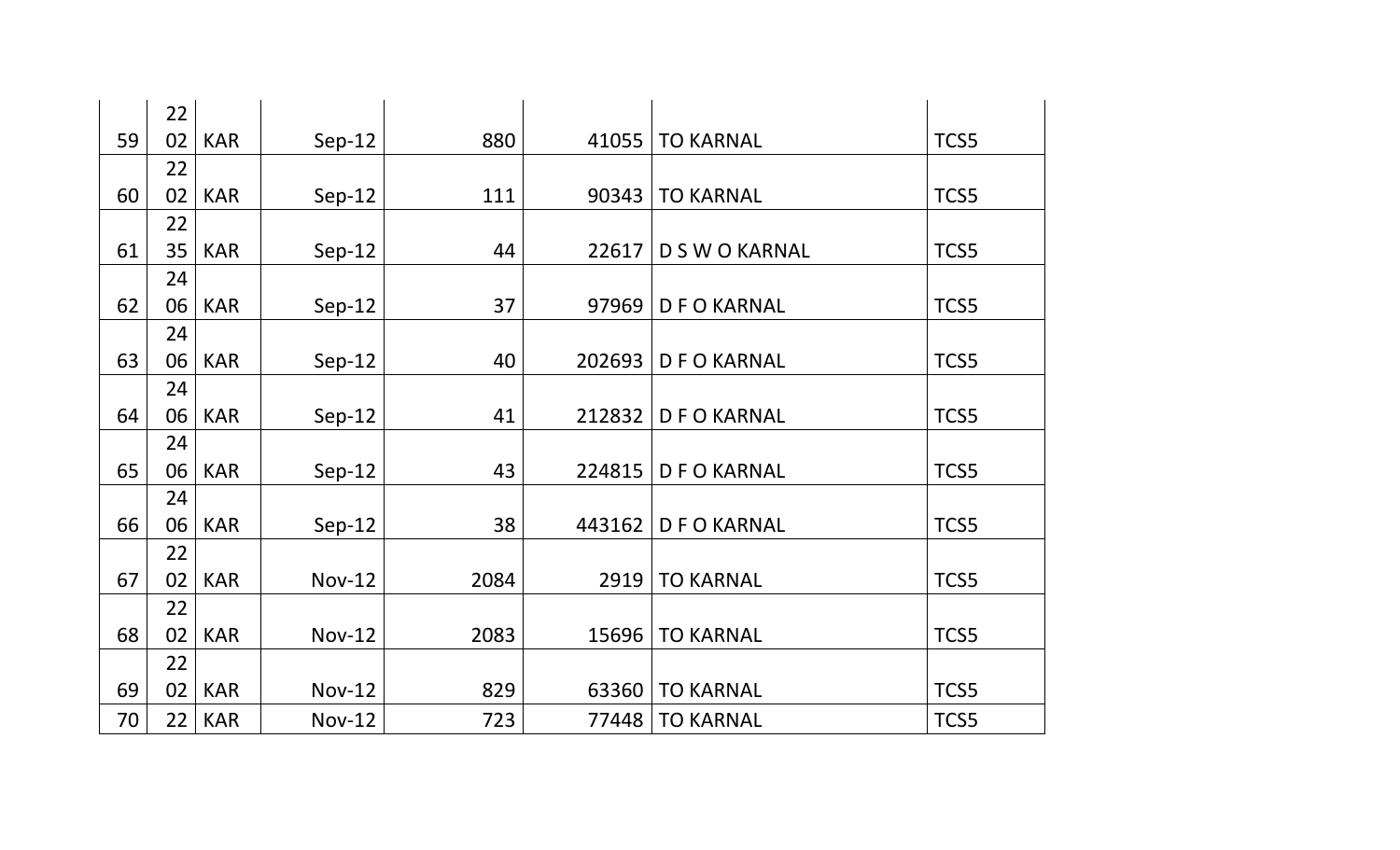| | | | | | | | |
|---|---|---|---|---|---|---|---|
| 59 | 2202 | KAR | Sep-12 | 880 | 41055 | TO KARNAL | TCS5 |
| 60 | 2202 | KAR | Sep-12 | 111 | 90343 | TO KARNAL | TCS5 |
| 61 | 2235 | KAR | Sep-12 | 44 | 22617 | D S W O KARNAL | TCS5 |
| 62 | 2406 | KAR | Sep-12 | 37 | 97969 | D F O KARNAL | TCS5 |
| 63 | 2406 | KAR | Sep-12 | 40 | 202693 | D F O KARNAL | TCS5 |
| 64 | 2406 | KAR | Sep-12 | 41 | 212832 | D F O KARNAL | TCS5 |
| 65 | 2406 | KAR | Sep-12 | 43 | 224815 | D F O KARNAL | TCS5 |
| 66 | 2406 | KAR | Sep-12 | 38 | 443162 | D F O KARNAL | TCS5 |
| 67 | 2202 | KAR | Nov-12 | 2084 | 2919 | TO KARNAL | TCS5 |
| 68 | 2202 | KAR | Nov-12 | 2083 | 15696 | TO KARNAL | TCS5 |
| 69 | 2202 | KAR | Nov-12 | 829 | 63360 | TO KARNAL | TCS5 |
| 70 | 22 | KAR | Nov-12 | 723 | 77448 | TO KARNAL | TCS5 |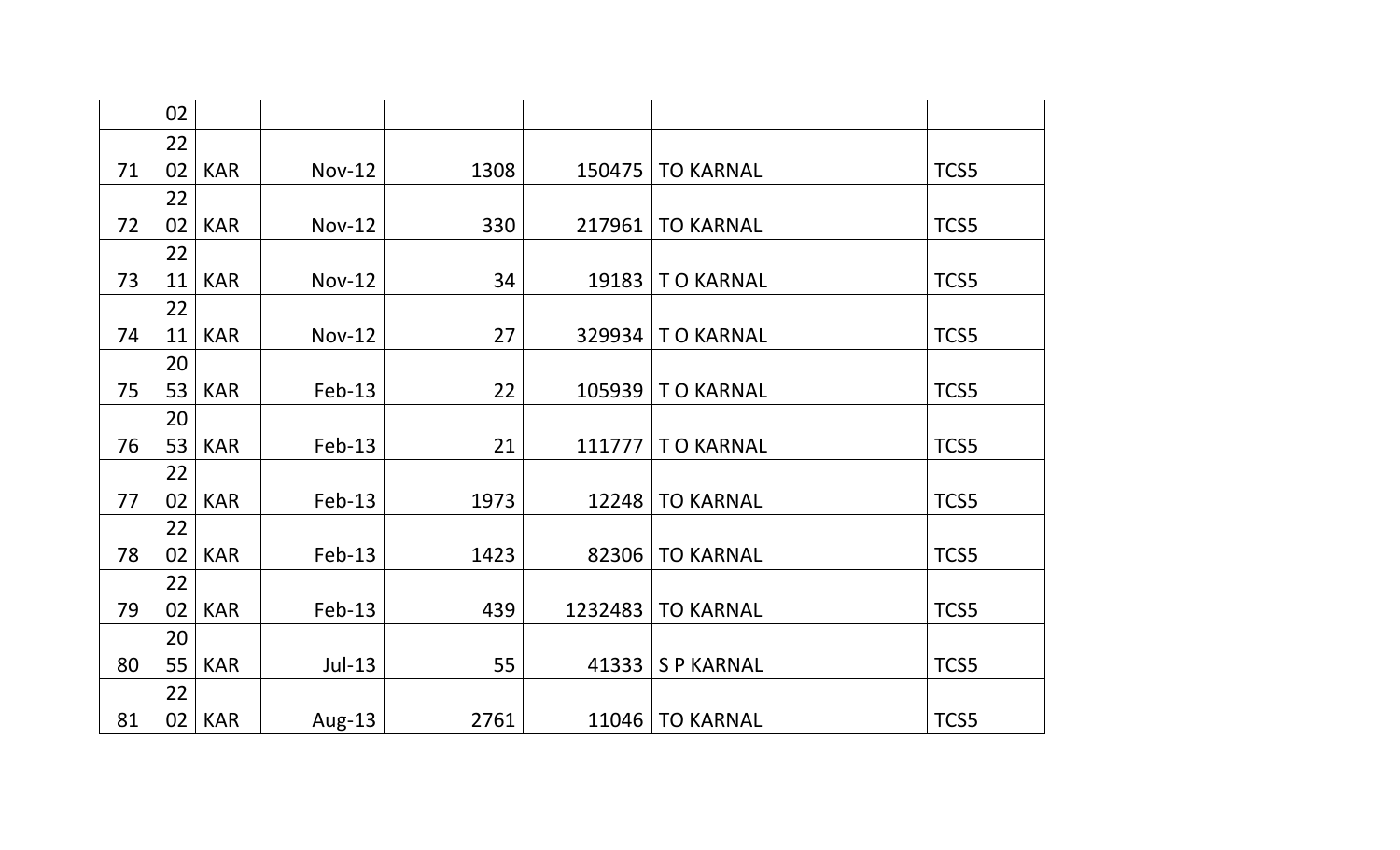|  | 02 |  |  |  |  |  |  |
|---|---|---|---|---|---|---|---|
| 71 | 2202 | KAR | Nov-12 | 1308 | 150475 | TO KARNAL | TCS5 |
| 72 | 2202 | KAR | Nov-12 | 330 | 217961 | TO KARNAL | TCS5 |
| 73 | 2211 | KAR | Nov-12 | 34 | 19183 | T O KARNAL | TCS5 |
| 74 | 2211 | KAR | Nov-12 | 27 | 329934 | T O KARNAL | TCS5 |
| 75 | 2053 | KAR | Feb-13 | 22 | 105939 | T O KARNAL | TCS5 |
| 76 | 2053 | KAR | Feb-13 | 21 | 111777 | T O KARNAL | TCS5 |
| 77 | 2202 | KAR | Feb-13 | 1973 | 12248 | TO KARNAL | TCS5 |
| 78 | 2202 | KAR | Feb-13 | 1423 | 82306 | TO KARNAL | TCS5 |
| 79 | 2202 | KAR | Feb-13 | 439 | 1232483 | TO KARNAL | TCS5 |
| 80 | 2055 | KAR | Jul-13 | 55 | 41333 | S P KARNAL | TCS5 |
| 81 | 2202 | KAR | Aug-13 | 2761 | 11046 | TO KARNAL | TCS5 |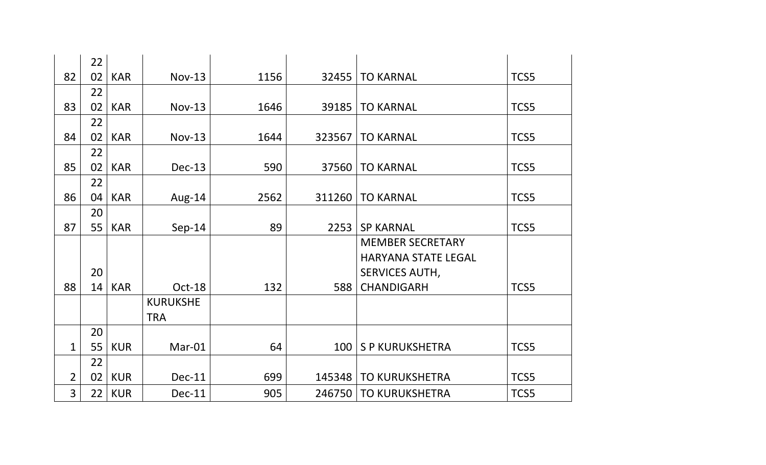| 82 | 2202 | KAR | Nov-13 | 1156 | 32455 | TO KARNAL | TCS5 |
|---|---|---|---|---|---|---|---|
| 83 | 2202 | KAR | Nov-13 | 1646 | 39185 | TO KARNAL | TCS5 |
| 84 | 2202 | KAR | Nov-13 | 1644 | 323567 | TO KARNAL | TCS5 |
| 85 | 2202 | KAR | Dec-13 | 590 | 37560 | TO KARNAL | TCS5 |
| 86 | 2204 | KAR | Aug-14 | 2562 | 311260 | TO KARNAL | TCS5 |
| 87 | 2055 | KAR | Sep-14 | 89 | 2253 | SP KARNAL | TCS5 |
| 88 | 2014 | KAR | Oct-18 | 132 | 588 | MEMBER SECRETARY HARYANA STATE LEGAL SERVICES AUTH, CHANDIGARH | TCS5 |
| | | | KURUKSHETRA | | | | |
| 1 | 2055 | KUR | Mar-01 | 64 | 100 | S P KURUKSHETRA | TCS5 |
| 2 | 2202 | KUR | Dec-11 | 699 | 145348 | TO KURUKSHETRA | TCS5 |
| 3 | 22 | KUR | Dec-11 | 905 | 246750 | TO KURUKSHETRA | TCS5 |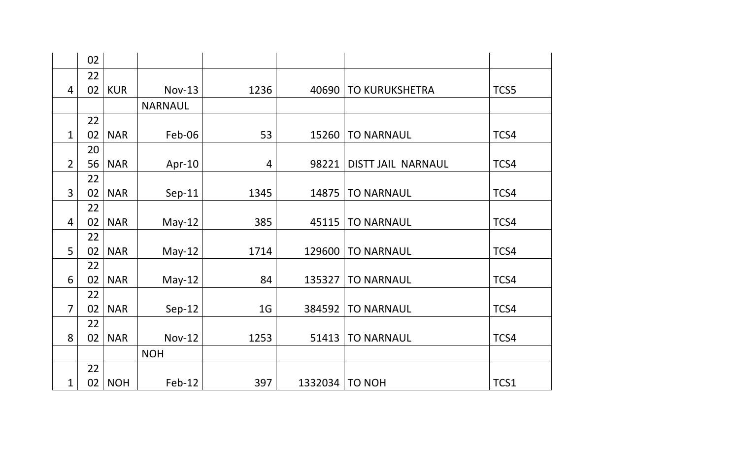| | | | | | | | |
|---|---|---|---|---|---|---|---|
| | 02 | | | | | | |
| 4 | 2202 | KUR | Nov-13 | 1236 | 40690 | TO KURUKSHETRA | TCS5 |
| | | | NARNAUL | | | | |
| 1 | 2202 | NAR | Feb-06 | 53 | 15260 | TO NARNAUL | TCS4 |
| 2 | 2056 | NAR | Apr-10 | 4 | 98221 | DISTT JAIL NARNAUL | TCS4 |
| 3 | 2202 | NAR | Sep-11 | 1345 | 14875 | TO NARNAUL | TCS4 |
| 4 | 2202 | NAR | May-12 | 385 | 45115 | TO NARNAUL | TCS4 |
| 5 | 2202 | NAR | May-12 | 1714 | 129600 | TO NARNAUL | TCS4 |
| 6 | 2202 | NAR | May-12 | 84 | 135327 | TO NARNAUL | TCS4 |
| 7 | 2202 | NAR | Sep-12 | 1G | 384592 | TO NARNAUL | TCS4 |
| 8 | 2202 | NAR | Nov-12 | 1253 | 51413 | TO NARNAUL | TCS4 |
| | | | NOH | | | | |
| 1 | 2202 | NOH | Feb-12 | 397 | 1332034 | TO NOH | TCS1 |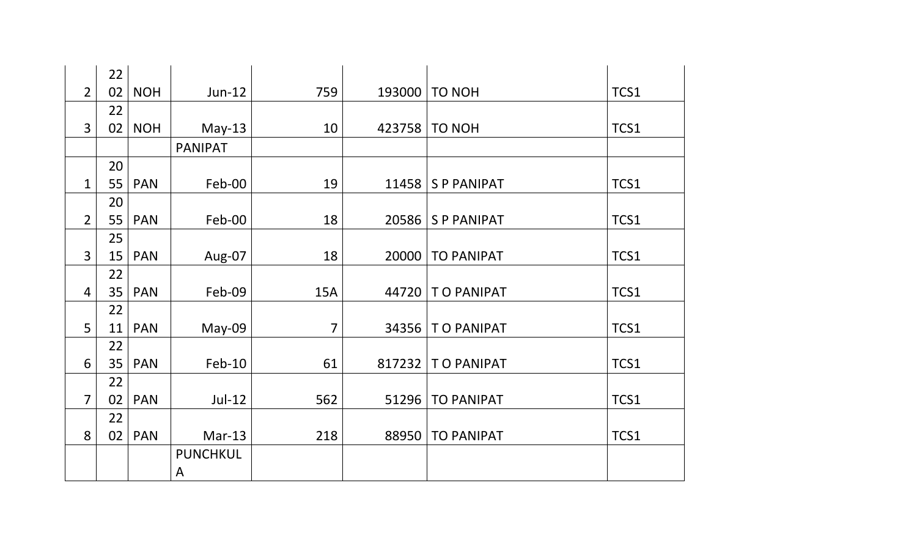| | | | | | | | |
|---|---|---|---|---|---|---|---|
| 2 | 2202 | NOH | Jun-12 | 759 | 193000 | TO NOH | TCS1 |
| 3 | 2202 | NOH | May-13 | 10 | 423758 | TO NOH | TCS1 |
| | | | PANIPAT | | | | |
| 1 | 2055 | PAN | Feb-00 | 19 | 11458 | S P PANIPAT | TCS1 |
| 2 | 2055 | PAN | Feb-00 | 18 | 20586 | S P PANIPAT | TCS1 |
| 3 | 2515 | PAN | Aug-07 | 18 | 20000 | TO PANIPAT | TCS1 |
| 4 | 2235 | PAN | Feb-09 | 15A | 44720 | T O PANIPAT | TCS1 |
| 5 | 2211 | PAN | May-09 | 7 | 34356 | T O PANIPAT | TCS1 |
| 6 | 2235 | PAN | Feb-10 | 61 | 817232 | T O PANIPAT | TCS1 |
| 7 | 2202 | PAN | Jul-12 | 562 | 51296 | TO PANIPAT | TCS1 |
| 8 | 2202 | PAN | Mar-13 | 218 | 88950 | TO PANIPAT | TCS1 |
| | | | PUNCHKULA | | | | |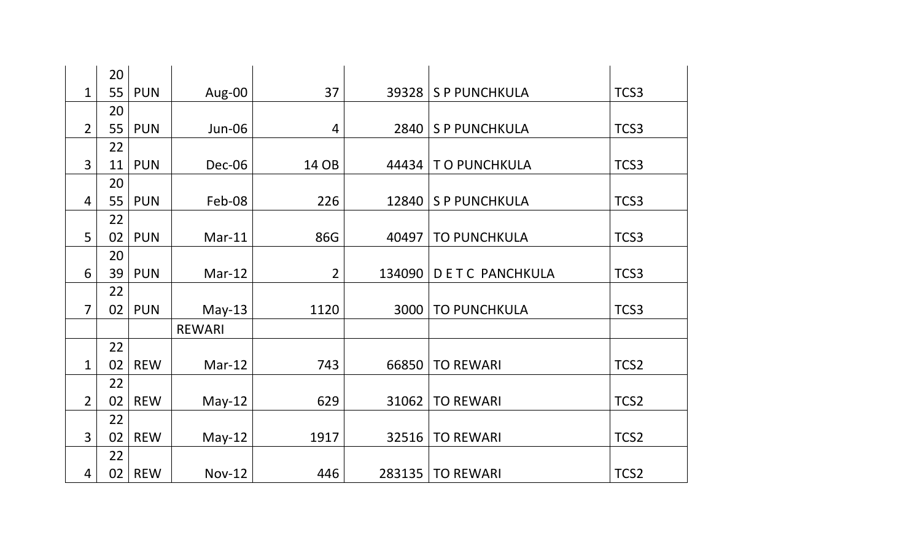| | | | | | | | |
|---|---|---|---|---|---|---|---|
| 1 | 2055 | PUN | Aug-00 | 37 | 39328 | S P PUNCHKULA | TCS3 |
| 2 | 2055 | PUN | Jun-06 | 4 | 2840 | S P PUNCHKULA | TCS3 |
| 3 | 2211 | PUN | Dec-06 | 14 OB | 44434 | T O PUNCHKULA | TCS3 |
| 4 | 2055 | PUN | Feb-08 | 226 | 12840 | S P PUNCHKULA | TCS3 |
| 5 | 2202 | PUN | Mar-11 | 86G | 40497 | TO PUNCHKULA | TCS3 |
| 6 | 2039 | PUN | Mar-12 | 2 | 134090 | D E T C PANCHKULA | TCS3 |
| 7 | 2202 | PUN | May-13 | 1120 | 3000 | TO PUNCHKULA | TCS3 |
| | | | REWARI | | | | |
| 1 | 2202 | REW | Mar-12 | 743 | 66850 | TO REWARI | TCS2 |
| 2 | 2202 | REW | May-12 | 629 | 31062 | TO REWARI | TCS2 |
| 3 | 2202 | REW | May-12 | 1917 | 32516 | TO REWARI | TCS2 |
| 4 | 2202 | REW | Nov-12 | 446 | 283135 | TO REWARI | TCS2 |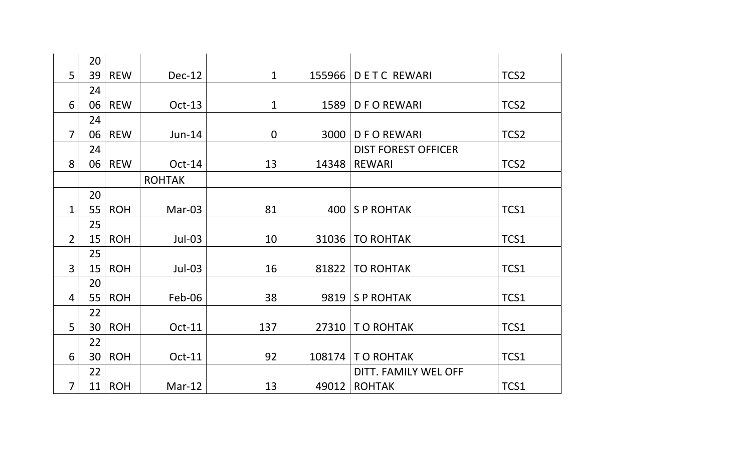| | | | | | | | |
|---|---|---|---|---|---|---|---|
| 5 | 2039 | REW | Dec-12 | 1 | 155966 | D E T C REWARI | TCS2 |
| 6 | 2406 | REW | Oct-13 | 1 | 1589 | D F O REWARI | TCS2 |
| 7 | 2406 | REW | Jun-14 | 0 | 3000 | D F O REWARI | TCS2 |
| 8 | 2406 | REW | Oct-14 | 13 | 14348 | DIST FOREST OFFICER REWARI | TCS2 |
| | | | ROHTAK | | | | |
| 1 | 2055 | ROH | Mar-03 | 81 | 400 | S P ROHTAK | TCS1 |
| 2 | 2515 | ROH | Jul-03 | 10 | 31036 | TO ROHTAK | TCS1 |
| 3 | 2515 | ROH | Jul-03 | 16 | 81822 | TO ROHTAK | TCS1 |
| 4 | 2055 | ROH | Feb-06 | 38 | 9819 | S P ROHTAK | TCS1 |
| 5 | 2230 | ROH | Oct-11 | 137 | 27310 | T O ROHTAK | TCS1 |
| 6 | 2230 | ROH | Oct-11 | 92 | 108174 | T O ROHTAK | TCS1 |
| 7 | 2211 | ROH | Mar-12 | 13 | 49012 | DITT. FAMILY WEL OFF ROHTAK | TCS1 |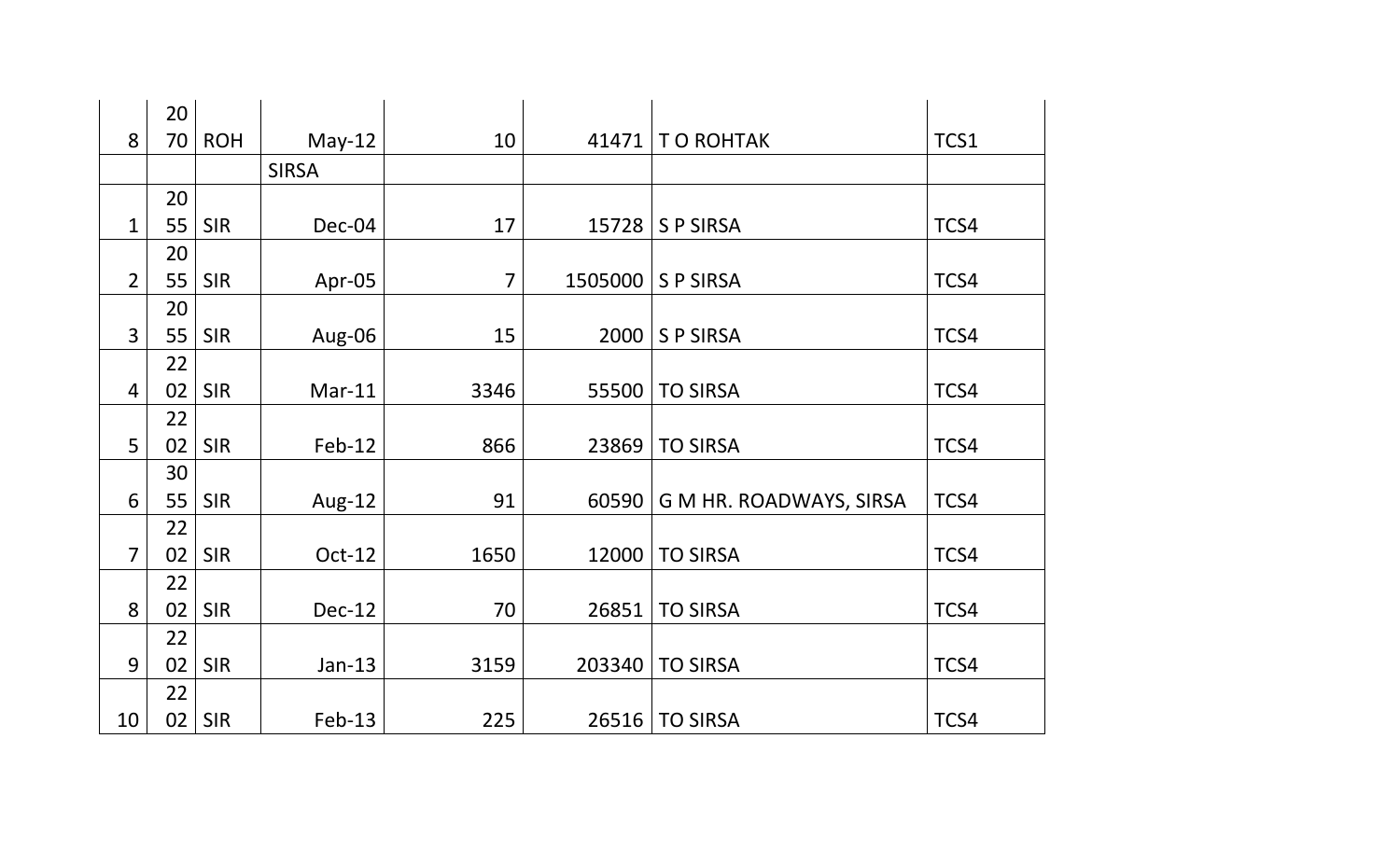| | | | | | | | |
|---|---|---|---|---|---|---|---|
| 8 | 2070 | ROH | May-12 | 10 | 41471 | T O ROHTAK | TCS1 |
| | | | SIRSA | | | | |
| 1 | 2055 | SIR | Dec-04 | 17 | 15728 | S P SIRSA | TCS4 |
| 2 | 2055 | SIR | Apr-05 | 7 | 1505000 | S P SIRSA | TCS4 |
| 3 | 2055 | SIR | Aug-06 | 15 | 2000 | S P SIRSA | TCS4 |
| 4 | 2202 | SIR | Mar-11 | 3346 | 55500 | TO SIRSA | TCS4 |
| 5 | 2202 | SIR | Feb-12 | 866 | 23869 | TO SIRSA | TCS4 |
| 6 | 3055 | SIR | Aug-12 | 91 | 60590 | G M HR. ROADWAYS, SIRSA | TCS4 |
| 7 | 2202 | SIR | Oct-12 | 1650 | 12000 | TO SIRSA | TCS4 |
| 8 | 2202 | SIR | Dec-12 | 70 | 26851 | TO SIRSA | TCS4 |
| 9 | 2202 | SIR | Jan-13 | 3159 | 203340 | TO SIRSA | TCS4 |
| 10 | 2202 | SIR | Feb-13 | 225 | 26516 | TO SIRSA | TCS4 |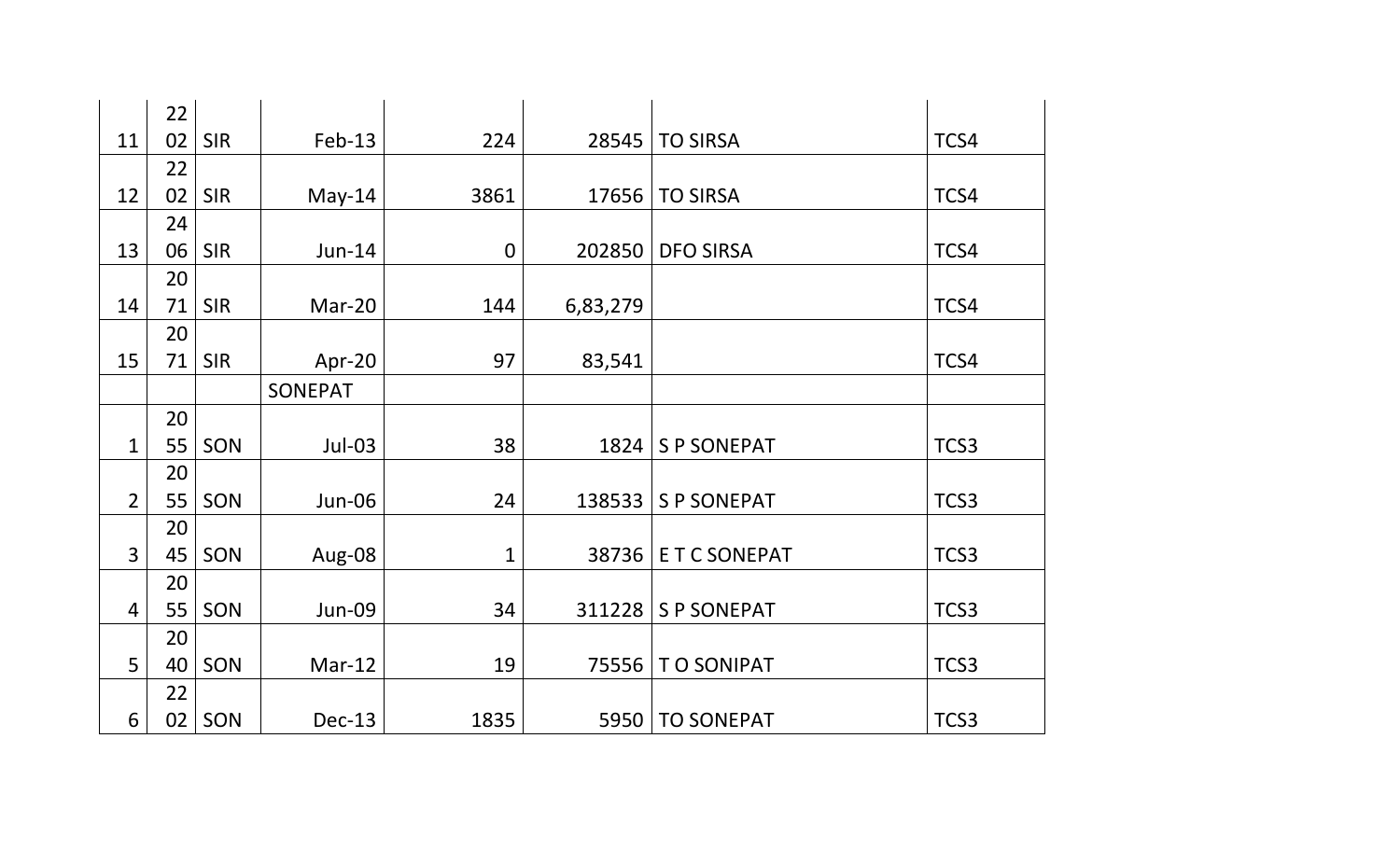| | | | | | | | |
|---|---|---|---|---|---|---|---|
| 11 | 2202 | SIR | Feb-13 | 224 | 28545 | TO SIRSA | TCS4 |
| 12 | 2202 | SIR | May-14 | 3861 | 17656 | TO SIRSA | TCS4 |
| 13 | 2406 | SIR | Jun-14 | 0 | 202850 | DFO SIRSA | TCS4 |
| 14 | 2071 | SIR | Mar-20 | 144 | 6,83,279 | | TCS4 |
| 15 | 2071 | SIR | Apr-20 | 97 | 83,541 | | TCS4 |
| | | | SONEPAT | | | | |
| 1 | 2055 | SON | Jul-03 | 38 | 1824 | S P SONEPAT | TCS3 |
| 2 | 2055 | SON | Jun-06 | 24 | 138533 | S P SONEPAT | TCS3 |
| 3 | 2045 | SON | Aug-08 | 1 | 38736 | E T C SONEPAT | TCS3 |
| 4 | 2055 | SON | Jun-09 | 34 | 311228 | S P SONEPAT | TCS3 |
| 5 | 2040 | SON | Mar-12 | 19 | 75556 | T O SONIPAT | TCS3 |
| 6 | 2202 | SON | Dec-13 | 1835 | 5950 | TO SONEPAT | TCS3 |